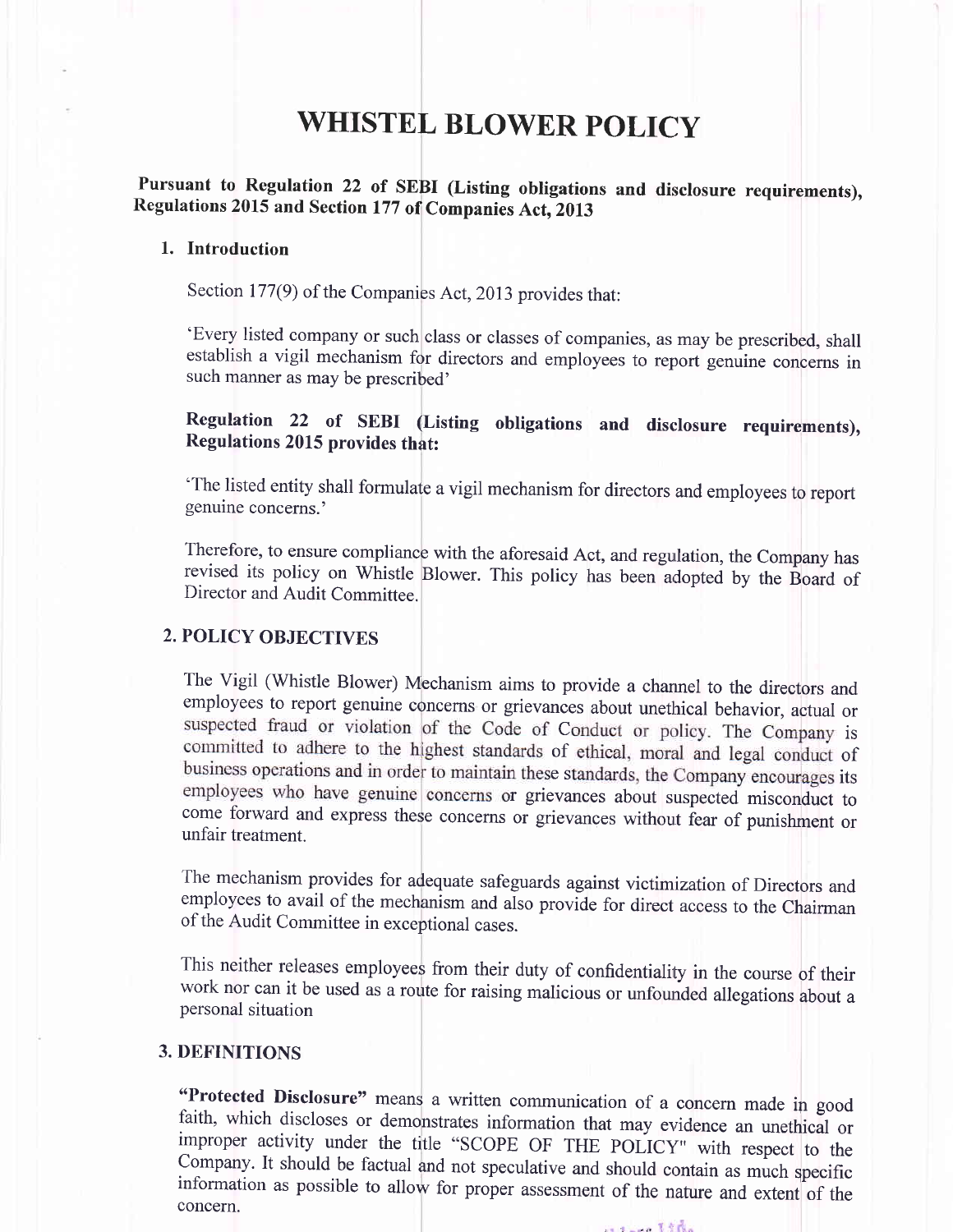# WHISTEL BLOWER POLICY

**Pursuant to Regulation 22 of SEBI (Listing obligations and disclosure requirements), Regulations 2015 and Section 177 of Companies Act, 2013**

## 1. Introduction

Section 177(9) of the Companies Act, 2013 provides that:

'Every listed company or such class or classes of companies, as may be prescribed, shall establish a vigil mechanism for directors and employees to report genuine concerns in such manner as may be prescribed'

**Regulation 22 of SEBI (Listing obligations and disclosure requirements), Regulations 2015 provides that:**

'The listed entity shall formulate a vigil mechanism for directors and employees to report genuine concerns.'

Therefore, to ensure compliance with the aforesaid Act, and regulation, the Company has revised its policy on Whistle Blower. This policy has been adopted by the Board of Director and Audit Committee.

## 2. POLICY OBJECTIVES

The Vigil (Whistle Blower) Mechanism aims to provide a channel to the directors and employees to report genuine concerns or grievances about unethical behavior, actual or suspected fraud or violation of the Code of Conduct or policy. The Company is committed to adhere to the highest standards of ethical, moral and legal conduct of business operations and in order to maintain these standards, the Company encourages its employees who have genuine concerns or grievances about suspected misconduct to come forward and express these concerns or grievances without fear of punishment or unfair treatment.

The mechanism provides for adequate safeguards against victimization of Directors and employees to avail of the mechanism and also provide for direct access to the Chairman of the Audit Committee in exceptional cases.

This neither releases employees from their duty of confidentiality in the course of their work nor can it be used as a route for raising malicious or unfounded allegations about a personal situation

## 3. DEFINITIONS

**"Protected Disclosure"** means a written communication of a concern made in good faith, which discloses or demonstrates information that may evidence an unethical or improper activity under the title "SCOPE OF THE POLICY" with respect to the Company. It should be factual and not speculative and should contain as much specific information as possible to allow for proper assessment of the nature and extent of the concern.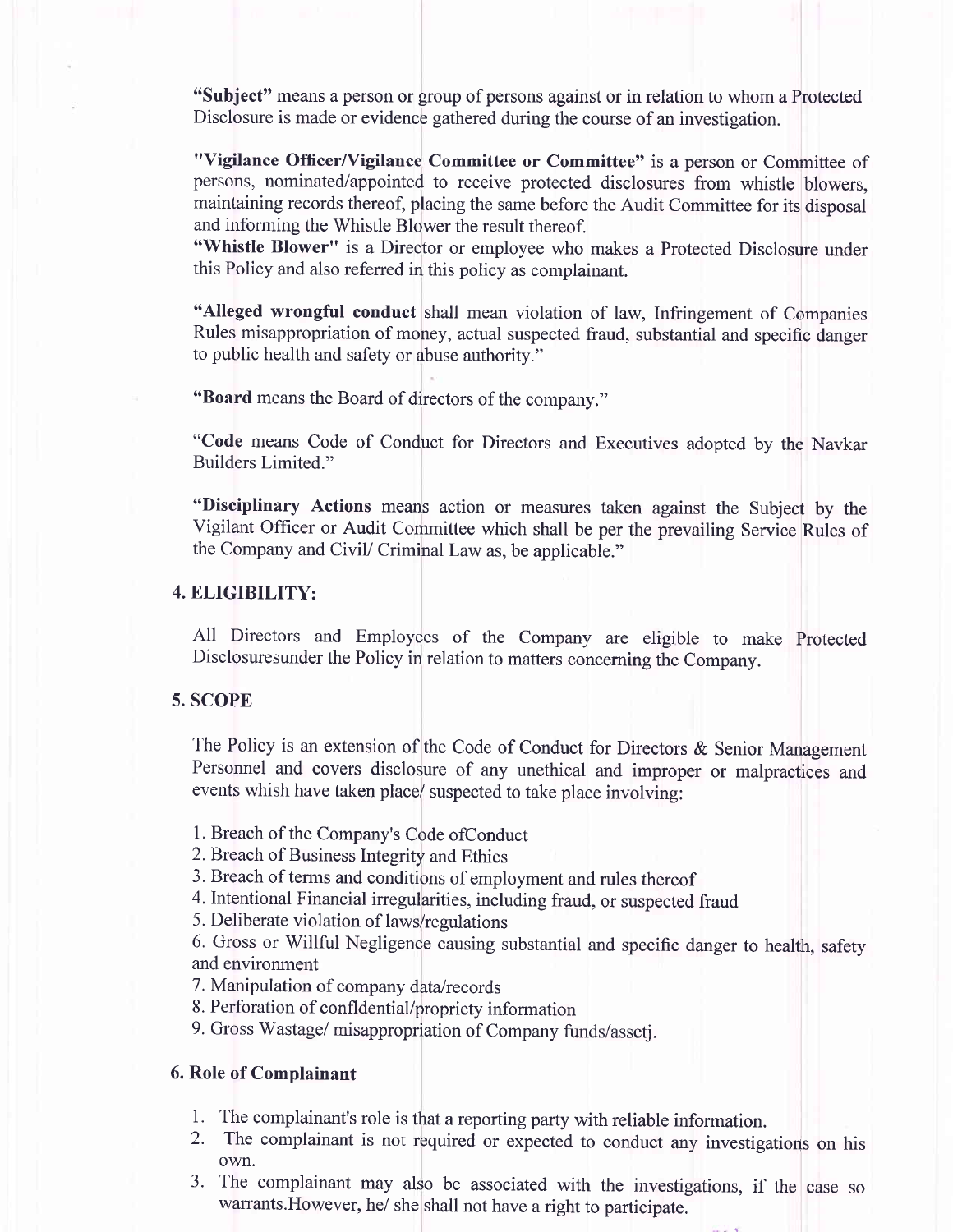**"Subject"** means a person or group of persons against or in relation to whom a Protected Disclosure is made or evidence gathered during the course of an investigation.

**"Vigilance Officer/Vigilance Committee or Committee"** is a person or Committee of persons, nominated/appointed to receive protected disclosures from whistle blowers, maintaining records thereof, placing the same before the Audit Committee for its disposal and informing the Whistle Blower the result thereof.

**"Whistle Blower"** is a Director or employee who makes a Protected Disclosure under this Policy and also referred in this policy as complainant.

**"Alleged wrongful conduct** shall mean violation of law, Infringement of Companies Rules misappropriation of money, actual suspected fraud, substantial and specific danger to public health and safety or abuse authority."

**"Board** means the Board of directors of the company."

"**Code** means Code of Conduct for Directors and Executives adopted by the Navkar Builders Limited."

**"Disciplinary Actions** means action or measures taken against the Subject by the Vigilant Officer or Audit Committee which shall be per the prevailing Service Rules of the Company and Civil/ Criminal Law as, be applicable."

## 4. ELIGIBILITY:

All Directors and Employees of the Company are eligible to make Protected Disclosuresunder the Policy in relation to matters concerning the Company.

## 5. SCOPE

The Policy is an extension of the Code of Conduct for Directors & Senior Management Personnel and covers disclosure of any unethical and improper or malpractices and events whish have taken place/ suspected to take place involving:

1. Breach of the Company's Code ofConduct
2. Breach of Business Integrity and Ethics
3. Breach of terms and conditions of employment and rules thereof
4. Intentional Financial irregularities, including fraud, or suspected fraud
5. Deliberate violation of laws/regulations
6. Gross or Willful Negligence causing substantial and specific danger to health, safety and environment
7. Manipulation of company data/records
8. Perforation of confidential/propriety information
9. Gross Wastage/ misappropriation of Company funds/assetj.

## 6. Role of Complainant

1. The complainant's role is that a reporting party with reliable information.
2. The complainant is not required or expected to conduct any investigations on his own.
3. The complainant may also be associated with the investigations, if the case so warrants.However, he/ she shall not have a right to participate.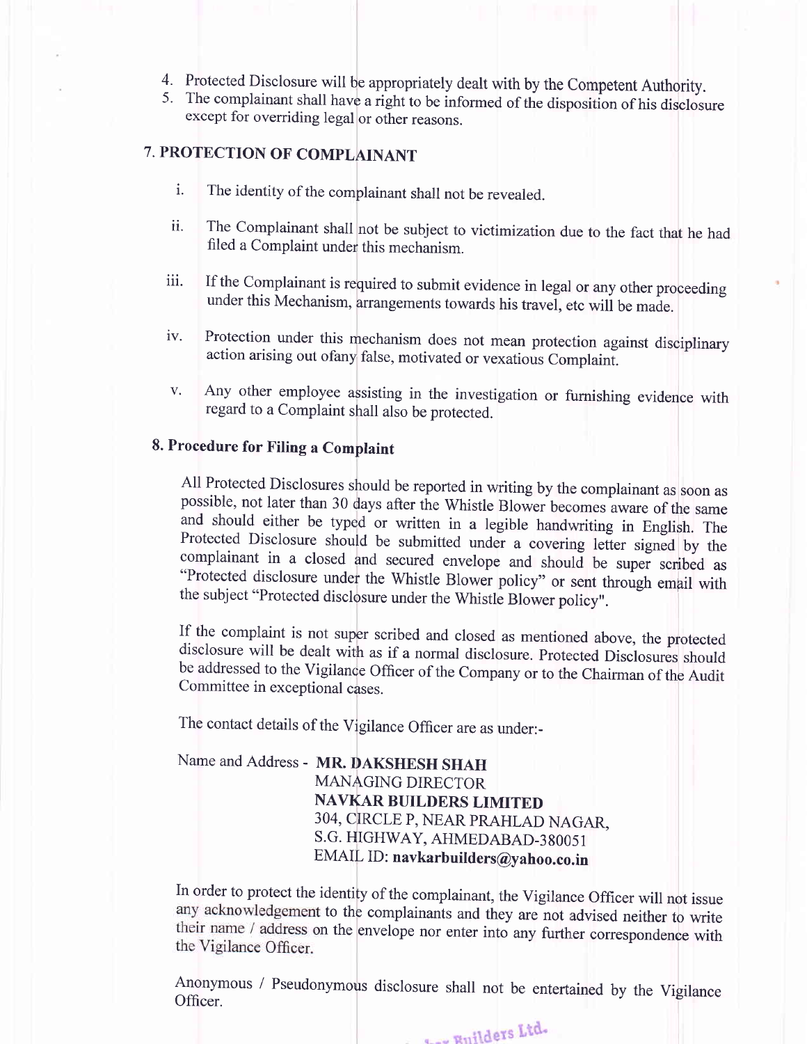4. Protected Disclosure will be appropriately dealt with by the Competent Authority.
5. The complainant shall have a right to be informed of the disposition of his disclosure except for overriding legal or other reasons.

## 7. PROTECTION OF COMPLAINANT

i. The identity of the complainant shall not be revealed.

ii. The Complainant shall not be subject to victimization due to the fact that he had filed a Complaint under this mechanism.

iii. If the Complainant is required to submit evidence in legal or any other proceeding under this Mechanism, arrangements towards his travel, etc will be made.

iv. Protection under this mechanism does not mean protection against disciplinary action arising out ofany false, motivated or vexatious Complaint.

v. Any other employee assisting in the investigation or furnishing evidence with regard to a Complaint shall also be protected.

## 8. Procedure for Filing a Complaint

All Protected Disclosures should be reported in writing by the complainant as soon as possible, not later than 30 days after the Whistle Blower becomes aware of the same and should either be typed or written in a legible handwriting in English. The Protected Disclosure should be submitted under a covering letter signed by the complainant in a closed and secured envelope and should be super scribed as "Protected disclosure under the Whistle Blower policy" or sent through email with the subject "Protected disclosure under the Whistle Blower policy".

If the complaint is not super scribed and closed as mentioned above, the protected disclosure will be dealt with as if a normal disclosure. Protected Disclosures should be addressed to the Vigilance Officer of the Company or to the Chairman of the Audit Committee in exceptional cases.

The contact details of the Vigilance Officer are as under:-

Name and Address - **MR. DAKSHESH SHAH**
MANAGING DIRECTOR
**NAVKAR BUILDERS LIMITED**
304, CIRCLE P, NEAR PRAHLAD NAGAR,
S.G. HIGHWAY, AHMEDABAD-380051
EMAIL ID: **navkarbuilders@yahoo.co.in**

In order to protect the identity of the complainant, the Vigilance Officer will not issue any acknowledgement to the complainants and they are not advised neither to write their name / address on the envelope nor enter into any further correspondence with the Vigilance Officer.

Anonymous / Pseudonymous disclosure shall not be entertained by the Vigilance Officer.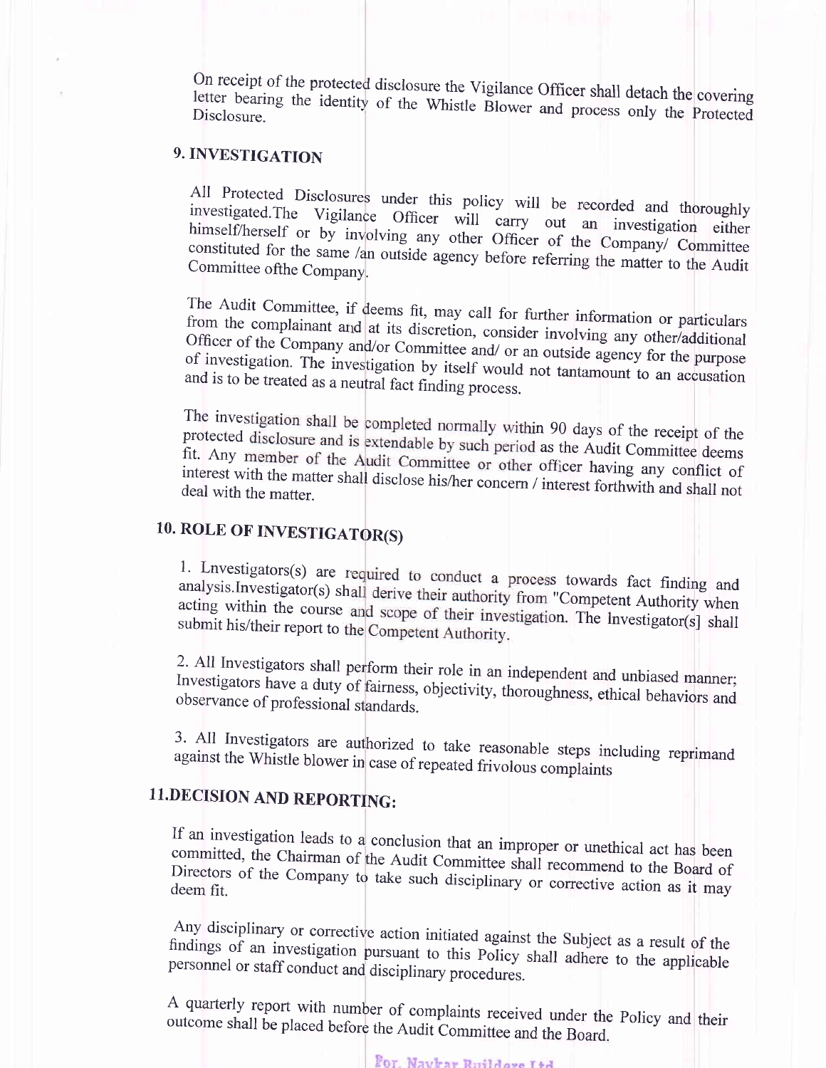On receipt of the protected disclosure the Vigilance Officer shall detach the covering letter bearing the identity of the Whistle Blower and process only the Protected Disclosure.

## 9. INVESTIGATION

All Protected Disclosures under this policy will be recorded and thoroughly investigated.The Vigilance Officer will carry out an investigation either himself/herself or by involving any other Officer of the Company/ Committee constituted for the same /an outside agency before referring the matter to the Audit Committee ofthe Company.

The Audit Committee, if deems fit, may call for further information or particulars from the complainant and at its discretion, consider involving any other/additional Officer of the Company and/or Committee and/ or an outside agency for the purpose of investigation. The investigation by itself would not tantamount to an accusation and is to be treated as a neutral fact finding process.

The investigation shall be completed normally within 90 days of the receipt of the protected disclosure and is extendable by such period as the Audit Committee deems fit. Any member of the Audit Committee or other officer having any conflict of interest with the matter shall disclose his/her concern / interest forthwith and shall not deal with the matter.

## 10. ROLE OF INVESTIGATOR(S)

1. Lnvestigators(s) are required to conduct a process towards fact finding and analysis.Investigator(s) shall derive their authority from "Competent Authority when acting within the course and scope of their investigation. The Investigator(s] shall submit his/their report to the Competent Authority.

2. All Investigators shall perform their role in an independent and unbiased manner; Investigators have a duty of fairness, objectivity, thoroughness, ethical behaviors and observance of professional standards.

3. All Investigators are authorized to take reasonable steps including reprimand against the Whistle blower in case of repeated frivolous complaints

## 11.DECISION AND REPORTING:

If an investigation leads to a conclusion that an improper or unethical act has been committed, the Chairman of the Audit Committee shall recommend to the Board of Directors of the Company to take such disciplinary or corrective action as it may deem fit.

Any disciplinary or corrective action initiated against the Subject as a result of the findings of an investigation pursuant to this Policy shall adhere to the applicable personnel or staff conduct and disciplinary procedures.

A quarterly report with number of complaints received under the Policy and their outcome shall be placed before the Audit Committee and the Board.

For, Navkar Builders Ltd